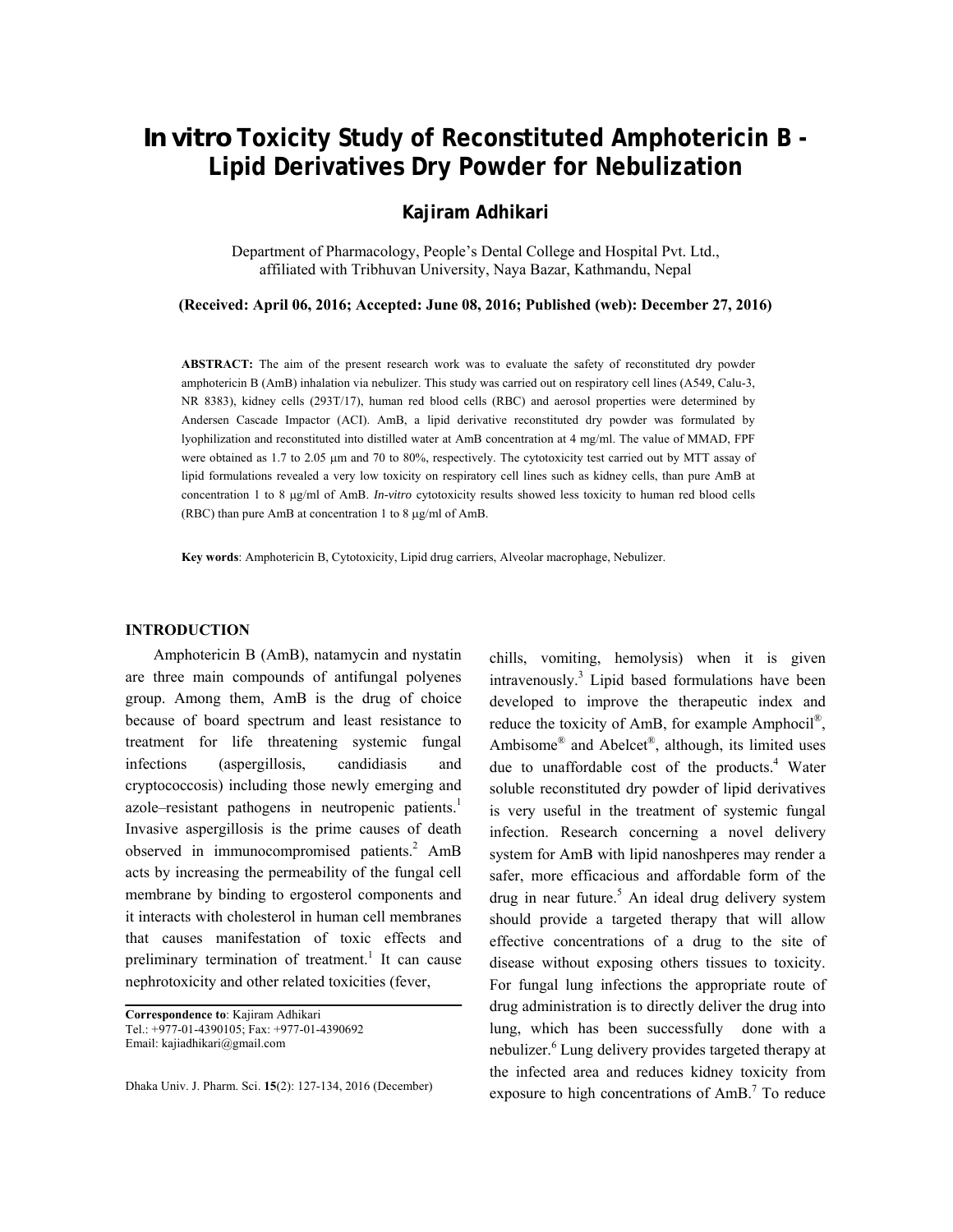# *In vitro* Toxicity Study of Reconstituted Amphotericin B - Lipid Derivatives Dry Powder for Nebulization

**Kajiram Adhikari**

Department of Pharmacology, People's Dental College and Hospital Pvt. Ltd., affiliated with Tribhuvan University, Naya Bazar, Kathmandu, Nepal

**(Received: April 06, 2016; Accepted: June 08, 2016; Published (web): December 27, 2016)**

**ABSTRACT:** The aim of the present research work was to evaluate the safety of reconstituted dry powder amphotericin B (AmB) inhalation via nebulizer. This study was carried out on respiratory cell lines (A549, Calu-3, NR 8383), kidney cells (293T/17), human red blood cells (RBC) and aerosol properties were determined by Andersen Cascade Impactor (ACI). AmB, a lipid derivative reconstituted dry powder was formulated by lyophilization and reconstituted into distilled water at AmB concentration at 4 mg/ml. The value of MMAD, FPF were obtained as 1.7 to 2.05 μm and 70 to 80%, respectively. The cytotoxicity test carried out by MTT assay of lipid formulations revealed a very low toxicity on respiratory cell lines such as kidney cells, than pure AmB at concentration 1 to 8 μg/ml of AmB. *In-vitro* cytotoxicity results showed less toxicity to human red blood cells (RBC) than pure AmB at concentration 1 to 8 μg/ml of AmB.

**Key words**: Amphotericin B, Cytotoxicity, Lipid drug carriers, Alveolar macrophage, Nebulizer.

## INTRODUCTION

Amphotericin B (AmB), natamycin and nystatin are three main compounds of antifungal polyenes group. Among them, AmB is the drug of choice because of board spectrum and least resistance to treatment for life threatening systemic fungal infections (aspergillosis, candidiasis and cryptococcosis) including those newly emerging and azole–resistant pathogens in neutropenic patients.[1] Invasive aspergillosis is the prime causes of death observed in immunocompromised patients.[2] AmB acts by increasing the permeability of the fungal cell membrane by binding to ergosterol components and it interacts with cholesterol in human cell membranes that causes manifestation of toxic effects and preliminary termination of treatment.[1] It can cause nephrotoxicity and other related toxicities (fever, chills, vomiting, hemolysis) when it is given intravenously.[3] Lipid based formulations have been developed to improve the therapeutic index and reduce the toxicity of AmB, for example Amphocil®, Ambisome® and Abelcet®, although, its limited uses due to unaffordable cost of the products.[4] Water soluble reconstituted dry powder of lipid derivatives is very useful in the treatment of systemic fungal infection. Research concerning a novel delivery system for AmB with lipid nanoshperes may render a safer, more efficacious and affordable form of the drug in near future.[5] An ideal drug delivery system should provide a targeted therapy that will allow effective concentrations of a drug to the site of disease without exposing others tissues to toxicity. For fungal lung infections the appropriate route of drug administration is to directly deliver the drug into lung, which has been successfully done with a nebulizer.[6] Lung delivery provides targeted therapy at the infected area and reduces kidney toxicity from exposure to high concentrations of AmB.[7] To reduce

**Correspondence to**: Kajiram Adhikari
Tel.: +977-01-4390105; Fax: +977-01-4390692
Email: kajiadhikari@gmail.com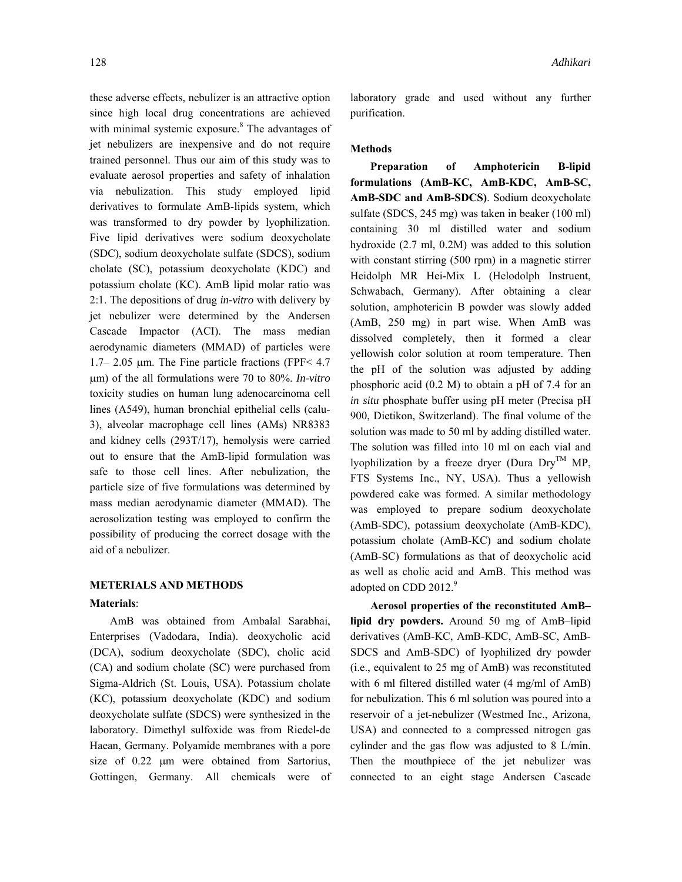these adverse effects, nebulizer is an attractive option since high local drug concentrations are achieved with minimal systemic exposure.[8] The advantages of jet nebulizers are inexpensive and do not require trained personnel. Thus our aim of this study was to evaluate aerosol properties and safety of inhalation via nebulization. This study employed lipid derivatives to formulate AmB-lipids system, which was transformed to dry powder by lyophilization. Five lipid derivatives were sodium deoxycholate (SDC), sodium deoxycholate sulfate (SDCS), sodium cholate (SC), potassium deoxycholate (KDC) and potassium cholate (KC). AmB lipid molar ratio was 2:1. The depositions of drug *in-vitro* with delivery by jet nebulizer were determined by the Andersen Cascade Impactor (ACI). The mass median aerodynamic diameters (MMAD) of particles were 1.7– 2.05 μm. The Fine particle fractions (FPF< 4.7 μm) of the all formulations were 70 to 80%. *In-vitro* toxicity studies on human lung adenocarcinoma cell lines (A549), human bronchial epithelial cells (calu-3), alveolar macrophage cell lines (AMs) NR8383 and kidney cells (293T/17), hemolysis were carried out to ensure that the AmB-lipid formulation was safe to those cell lines. After nebulization, the particle size of five formulations was determined by mass median aerodynamic diameter (MMAD). The aerosolization testing was employed to confirm the possibility of producing the correct dosage with the aid of a nebulizer.

## METERIALS AND METHODS

### Materials:

AmB was obtained from Ambalal Sarabhai, Enterprises (Vadodara, India). deoxycholic acid (DCA), sodium deoxycholate (SDC), cholic acid (CA) and sodium cholate (SC) were purchased from Sigma-Aldrich (St. Louis, USA). Potassium cholate (KC), potassium deoxycholate (KDC) and sodium deoxycholate sulfate (SDCS) were synthesized in the laboratory. Dimethyl sulfoxide was from Riedel-de Haean, Germany. Polyamide membranes with a pore size of 0.22 μm were obtained from Sartorius, Gottingen, Germany. All chemicals were of laboratory grade and used without any further purification.

### Methods

**Preparation of Amphotericin B-lipid formulations (AmB-KC, AmB-KDC, AmB-SC, AmB-SDC and AmB-SDCS)**. Sodium deoxycholate sulfate (SDCS, 245 mg) was taken in beaker (100 ml) containing 30 ml distilled water and sodium hydroxide (2.7 ml, 0.2M) was added to this solution with constant stirring (500 rpm) in a magnetic stirrer Heidolph MR Hei-Mix L (Helodolph Instruent, Schwabach, Germany). After obtaining a clear solution, amphotericin B powder was slowly added (AmB, 250 mg) in part wise. When AmB was dissolved completely, then it formed a clear yellowish color solution at room temperature. Then the pH of the solution was adjusted by adding phosphoric acid (0.2 M) to obtain a pH of 7.4 for an *in situ* phosphate buffer using pH meter (Precisa pH 900, Dietikon, Switzerland). The final volume of the solution was made to 50 ml by adding distilled water. The solution was filled into 10 ml on each vial and lyophilization by a freeze dryer (Dura Dry™ MP, FTS Systems Inc., NY, USA). Thus a yellowish powdered cake was formed. A similar methodology was employed to prepare sodium deoxycholate (AmB-SDC), potassium deoxycholate (AmB-KDC), potassium cholate (AmB-KC) and sodium cholate (AmB-SC) formulations as that of deoxycholic acid as well as cholic acid and AmB. This method was adopted on CDD 2012.[9]

**Aerosol properties of the reconstituted AmB–lipid dry powders.** Around 50 mg of AmB–lipid derivatives (AmB-KC, AmB-KDC, AmB-SC, AmB-SDCS and AmB-SDC) of lyophilized dry powder (i.e., equivalent to 25 mg of AmB) was reconstituted with 6 ml filtered distilled water (4 mg/ml of AmB) for nebulization. This 6 ml solution was poured into a reservoir of a jet-nebulizer (Westmed Inc., Arizona, USA) and connected to a compressed nitrogen gas cylinder and the gas flow was adjusted to 8 L/min. Then the mouthpiece of the jet nebulizer was connected to an eight stage Andersen Cascade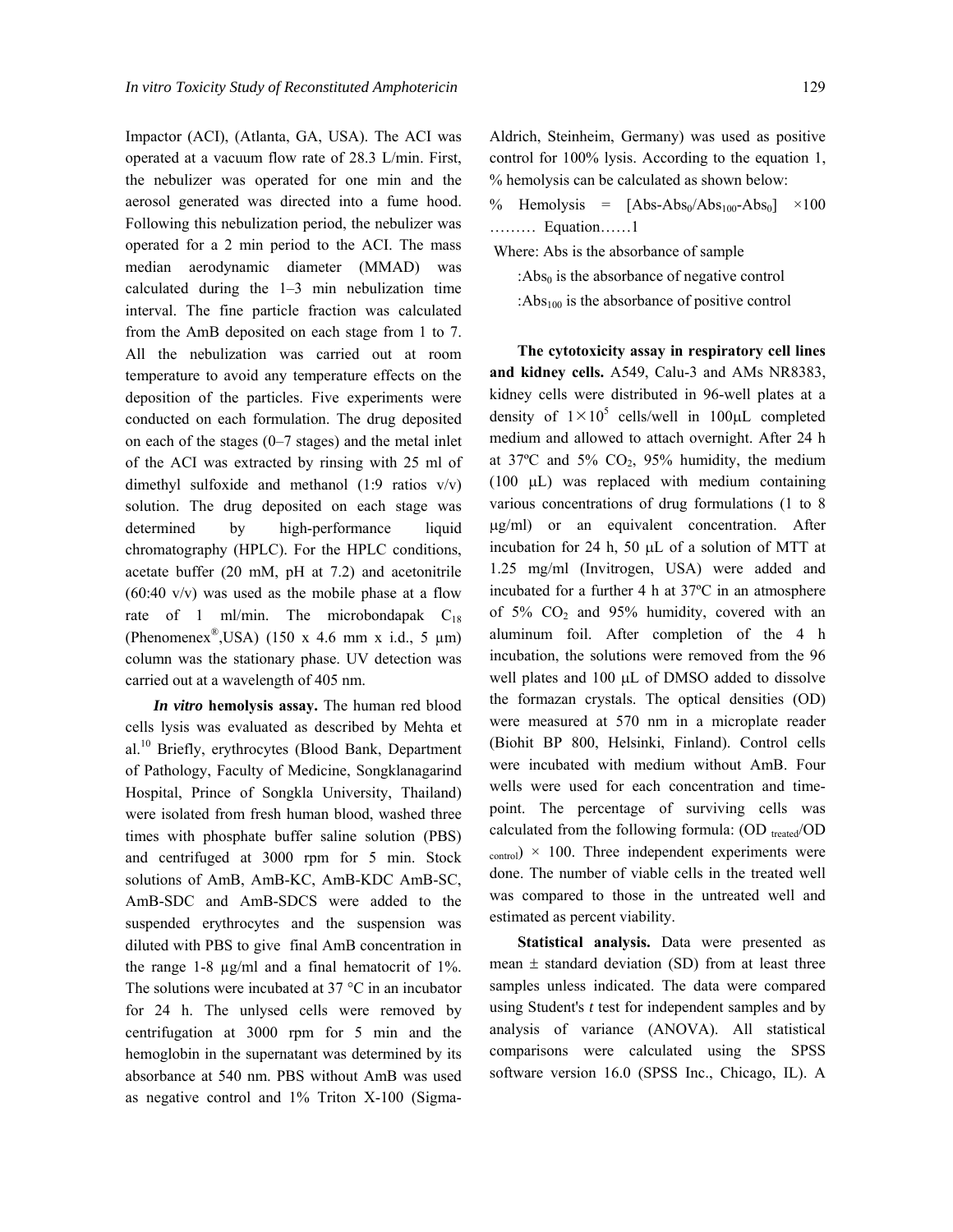Impactor (ACI), (Atlanta, GA, USA). The ACI was operated at a vacuum flow rate of 28.3 L/min. First, the nebulizer was operated for one min and the aerosol generated was directed into a fume hood. Following this nebulization period, the nebulizer was operated for a 2 min period to the ACI. The mass median aerodynamic diameter (MMAD) was calculated during the 1–3 min nebulization time interval. The fine particle fraction was calculated from the AmB deposited on each stage from 1 to 7. All the nebulization was carried out at room temperature to avoid any temperature effects on the deposition of the particles. Five experiments were conducted on each formulation. The drug deposited on each of the stages (0–7 stages) and the metal inlet of the ACI was extracted by rinsing with 25 ml of dimethyl sulfoxide and methanol (1:9 ratios v/v) solution. The drug deposited on each stage was determined by high-performance liquid chromatography (HPLC). For the HPLC conditions, acetate buffer (20 mM, pH at 7.2) and acetonitrile (60:40 v/v) was used as the mobile phase at a flow rate of 1 ml/min. The microbondapak $C_{18}$ (Phenomenex®,USA) (150 x 4.6 mm x i.d., 5 μm) column was the stationary phase. UV detection was carried out at a wavelength of 405 nm.

***In vitro* hemolysis assay.** The human red blood cells lysis was evaluated as described by Mehta et al.[10] Briefly, erythrocytes (Blood Bank, Department of Pathology, Faculty of Medicine, Songklanagarind Hospital, Prince of Songkla University, Thailand) were isolated from fresh human blood, washed three times with phosphate buffer saline solution (PBS) and centrifuged at 3000 rpm for 5 min. Stock solutions of AmB, AmB-KC, AmB-KDC AmB-SC, AmB-SDC and AmB-SDCS were added to the suspended erythrocytes and the suspension was diluted with PBS to give final AmB concentration in the range 1-8 μg/ml and a final hematocrit of 1%. The solutions were incubated at 37 °C in an incubator for 24 h. The unlysed cells were removed by centrifugation at 3000 rpm for 5 min and the hemoglobin in the supernatant was determined by its absorbance at 540 nm. PBS without AmB was used as negative control and 1% Triton X-100 (Sigma-Aldrich, Steinheim, Germany) was used as positive control for 100% lysis. According to the equation 1, % hemolysis can be calculated as shown below:

$$\% \text{ Hemolysis} = [Abs - Abs_0 / Abs_{100} - Abs_0] \times 100 \quad \text{……… Equation……1}$$

Where: Abs is the absorbance of sample

: $Abs_0$ is the absorbance of negative control

: $Abs_{100}$ is the absorbance of positive control

**The cytotoxicity assay in respiratory cell lines and kidney cells.** A549, Calu-3 and AMs NR8383, kidney cells were distributed in 96-well plates at a density of $1\times10^5$ cells/well in 100μL completed medium and allowed to attach overnight. After 24 h at 37ºC and 5% $CO_2$, 95% humidity, the medium (100 μL) was replaced with medium containing various concentrations of drug formulations (1 to 8 μg/ml) or an equivalent concentration. After incubation for 24 h, 50 μL of a solution of MTT at 1.25 mg/ml (Invitrogen, USA) were added and incubated for a further 4 h at 37ºC in an atmosphere of 5% $CO_2$ and 95% humidity, covered with an aluminum foil. After completion of the 4 h incubation, the solutions were removed from the 96 well plates and 100 μL of DMSO added to dissolve the formazan crystals. The optical densities (OD) were measured at 570 nm in a microplate reader (Biohit BP 800, Helsinki, Finland). Control cells were incubated with medium without AmB. Four wells were used for each concentration and time-point. The percentage of surviving cells was calculated from the following formula: $(OD_{treated}/OD_{control}) \times 100$. Three independent experiments were done. The number of viable cells in the treated well was compared to those in the untreated well and estimated as percent viability.

**Statistical analysis.** Data were presented as mean ± standard deviation (SD) from at least three samples unless indicated. The data were compared using Student's *t* test for independent samples and by analysis of variance (ANOVA). All statistical comparisons were calculated using the SPSS software version 16.0 (SPSS Inc., Chicago, IL). A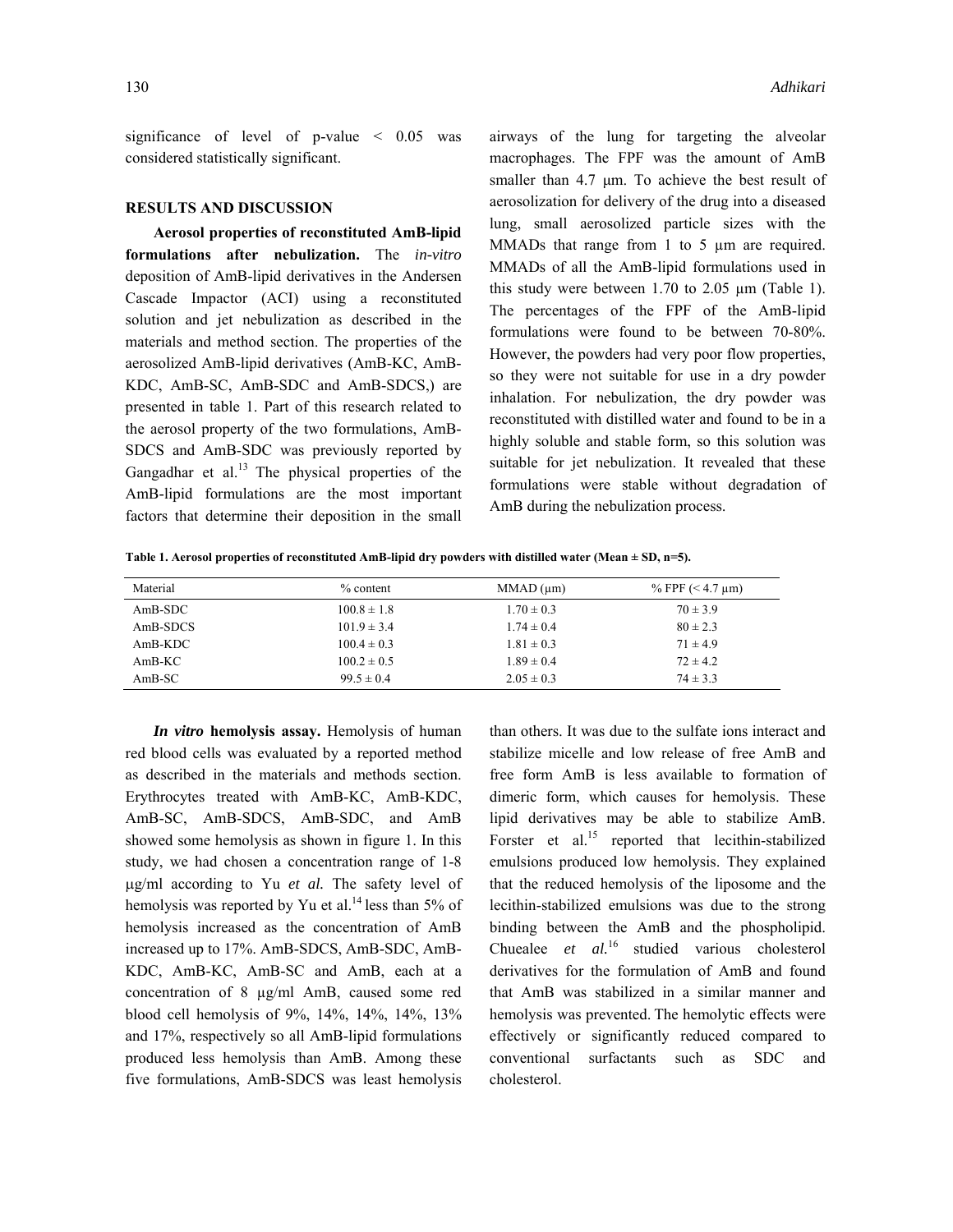significance of level of p-value < 0.05 was considered statistically significant.

## RESULTS AND DISCUSSION

**Aerosol properties of reconstituted AmB-lipid formulations after nebulization.** The *in-vitro* deposition of AmB-lipid derivatives in the Andersen Cascade Impactor (ACI) using a reconstituted solution and jet nebulization as described in the materials and method section. The properties of the aerosolized AmB-lipid derivatives (AmB-KC, AmB-KDC, AmB-SC, AmB-SDC and AmB-SDCS,) are presented in table 1. Part of this research related to the aerosol property of the two formulations, AmB-SDCS and AmB-SDC was previously reported by Gangadhar et al.[13] The physical properties of the AmB-lipid formulations are the most important factors that determine their deposition in the small airways of the lung for targeting the alveolar macrophages. The FPF was the amount of AmB smaller than 4.7 μm. To achieve the best result of aerosolization for delivery of the drug into a diseased lung, small aerosolized particle sizes with the MMADs that range from 1 to 5 μm are required. MMADs of all the AmB-lipid formulations used in this study were between 1.70 to 2.05 μm (Table 1). The percentages of the FPF of the AmB-lipid formulations were found to be between 70-80%. However, the powders had very poor flow properties, so they were not suitable for use in a dry powder inhalation. For nebulization, the dry powder was reconstituted with distilled water and found to be in a highly soluble and stable form, so this solution was suitable for jet nebulization. It revealed that these formulations were stable without degradation of AmB during the nebulization process.

**Table 1. Aerosol properties of reconstituted AmB-lipid dry powders with distilled water (Mean ± SD, n=5).**

| Material | % content | MMAD (μm) | % FPF (< 4.7 μm) |
|---|---|---|---|
| AmB-SDC | 100.8 ± 1.8 | 1.70 ± 0.3 | 70 ± 3.9 |
| AmB-SDCS | 101.9 ± 3.4 | 1.74 ± 0.4 | 80 ± 2.3 |
| AmB-KDC | 100.4 ± 0.3 | 1.81 ± 0.3 | 71 ± 4.9 |
| AmB-KC | 100.2 ± 0.5 | 1.89 ± 0.4 | 72 ± 4.2 |
| AmB-SC | 99.5 ± 0.4 | 2.05 ± 0.3 | 74 ± 3.3 |

***In vitro* hemolysis assay.** Hemolysis of human red blood cells was evaluated by a reported method as described in the materials and methods section. Erythrocytes treated with AmB-KC, AmB-KDC, AmB-SC, AmB-SDCS, AmB-SDC, and AmB showed some hemolysis as shown in figure 1. In this study, we had chosen a concentration range of 1-8 μg/ml according to Yu *et al.* The safety level of hemolysis was reported by Yu et al.[14] less than 5% of hemolysis increased as the concentration of AmB increased up to 17%. AmB-SDCS, AmB-SDC, AmB-KDC, AmB-KC, AmB-SC and AmB, each at a concentration of 8 μg/ml AmB, caused some red blood cell hemolysis of 9%, 14%, 14%, 14%, 13% and 17%, respectively so all AmB-lipid formulations produced less hemolysis than AmB. Among these five formulations, AmB-SDCS was least hemolysis than others. It was due to the sulfate ions interact and stabilize micelle and low release of free AmB and free form AmB is less available to formation of dimeric form, which causes for hemolysis. These lipid derivatives may be able to stabilize AmB. Forster et al.[15] reported that lecithin-stabilized emulsions produced low hemolysis. They explained that the reduced hemolysis of the liposome and the lecithin-stabilized emulsions was due to the strong binding between the AmB and the phospholipid. Chuealee *et al.*[16] studied various cholesterol derivatives for the formulation of AmB and found that AmB was stabilized in a similar manner and hemolysis was prevented. The hemolytic effects were effectively or significantly reduced compared to conventional surfactants such as SDC and cholesterol.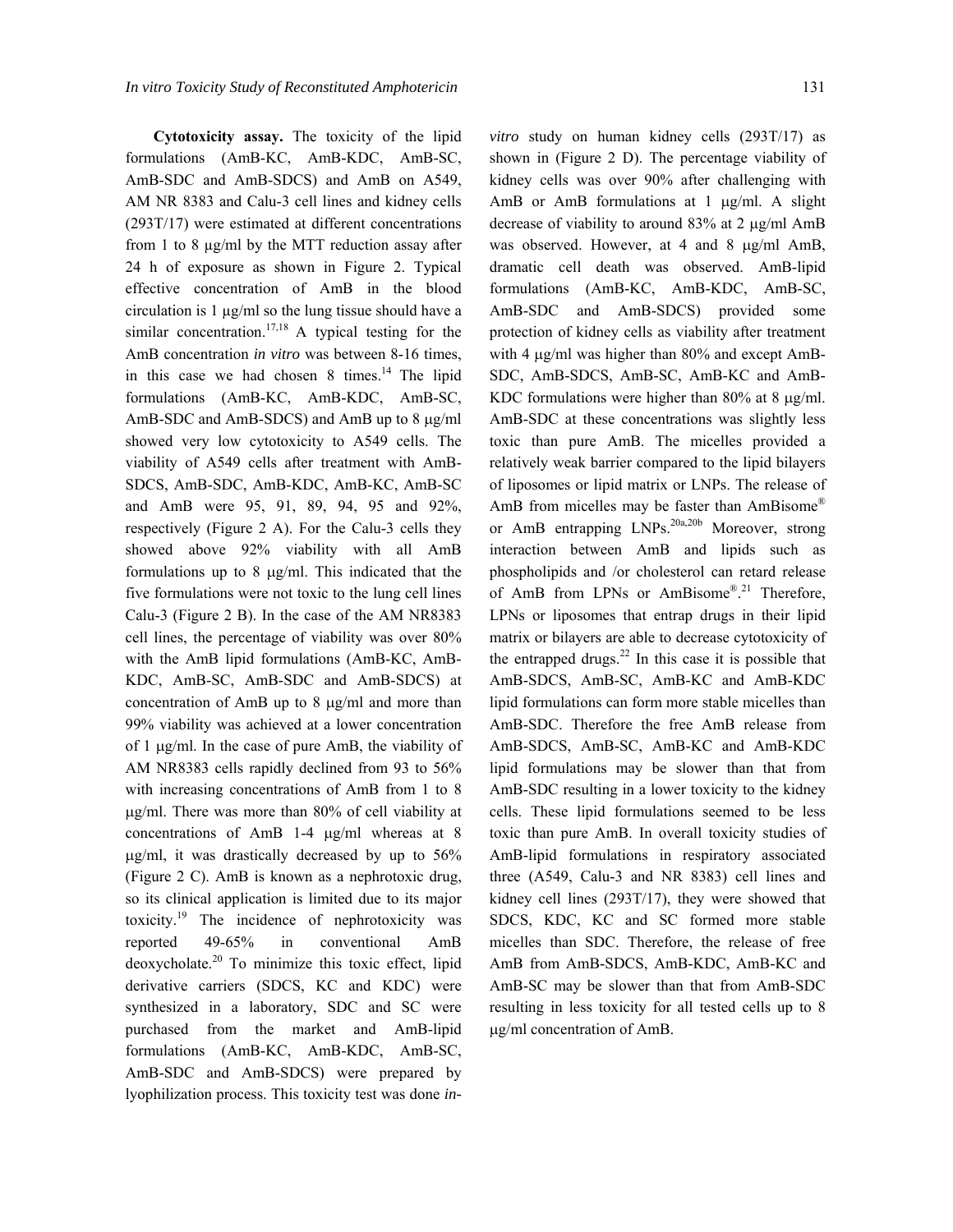**Cytotoxicity assay.** The toxicity of the lipid formulations (AmB-KC, AmB-KDC, AmB-SC, AmB-SDC and AmB-SDCS) and AmB on A549, AM NR 8383 and Calu-3 cell lines and kidney cells (293T/17) were estimated at different concentrations from 1 to 8 μg/ml by the MTT reduction assay after 24 h of exposure as shown in Figure 2. Typical effective concentration of AmB in the blood circulation is 1 μg/ml so the lung tissue should have a similar concentration.[17,18] A typical testing for the AmB concentration *in vitro* was between 8-16 times, in this case we had chosen 8 times.[14] The lipid formulations (AmB-KC, AmB-KDC, AmB-SC, AmB-SDC and AmB-SDCS) and AmB up to 8 μg/ml showed very low cytotoxicity to A549 cells. The viability of A549 cells after treatment with AmB-SDCS, AmB-SDC, AmB-KDC, AmB-KC, AmB-SC and AmB were 95, 91, 89, 94, 95 and 92%, respectively (Figure 2 A). For the Calu-3 cells they showed above 92% viability with all AmB formulations up to 8 μg/ml. This indicated that the five formulations were not toxic to the lung cell lines Calu-3 (Figure 2 B). In the case of the AM NR8383 cell lines, the percentage of viability was over 80% with the AmB lipid formulations (AmB-KC, AmB-KDC, AmB-SC, AmB-SDC and AmB-SDCS) at concentration of AmB up to 8 μg/ml and more than 99% viability was achieved at a lower concentration of 1 μg/ml. In the case of pure AmB, the viability of AM NR8383 cells rapidly declined from 93 to 56% with increasing concentrations of AmB from 1 to 8 μg/ml. There was more than 80% of cell viability at concentrations of AmB 1-4 μg/ml whereas at 8 μg/ml, it was drastically decreased by up to 56% (Figure 2 C). AmB is known as a nephrotoxic drug, so its clinical application is limited due to its major toxicity.[19] The incidence of nephrotoxicity was reported 49-65% in conventional AmB deoxycholate.[20] To minimize this toxic effect, lipid derivative carriers (SDCS, KC and KDC) were synthesized in a laboratory, SDC and SC were purchased from the market and AmB-lipid formulations (AmB-KC, AmB-KDC, AmB-SC, AmB-SDC and AmB-SDCS) were prepared by lyophilization process. This toxicity test was done *in-vitro* study on human kidney cells (293T/17) as shown in (Figure 2 D). The percentage viability of kidney cells was over 90% after challenging with AmB or AmB formulations at 1 μg/ml. A slight decrease of viability to around 83% at 2 μg/ml AmB was observed. However, at 4 and 8 μg/ml AmB, dramatic cell death was observed. AmB-lipid formulations (AmB-KC, AmB-KDC, AmB-SC, AmB-SDC and AmB-SDCS) provided some protection of kidney cells as viability after treatment with 4 μg/ml was higher than 80% and except AmB-SDC, AmB-SDCS, AmB-SC, AmB-KC and AmB-KDC formulations were higher than 80% at 8 μg/ml. AmB-SDC at these concentrations was slightly less toxic than pure AmB. The micelles provided a relatively weak barrier compared to the lipid bilayers of liposomes or lipid matrix or LNPs. The release of AmB from micelles may be faster than AmBisome® or AmB entrapping LNPs.[20a,20b] Moreover, strong interaction between AmB and lipids such as phospholipids and /or cholesterol can retard release of AmB from LPNs or AmBisome®.[21] Therefore, LPNs or liposomes that entrap drugs in their lipid matrix or bilayers are able to decrease cytotoxicity of the entrapped drugs.[22] In this case it is possible that AmB-SDCS, AmB-SC, AmB-KC and AmB-KDC lipid formulations can form more stable micelles than AmB-SDC. Therefore the free AmB release from AmB-SDCS, AmB-SC, AmB-KC and AmB-KDC lipid formulations may be slower than that from AmB-SDC resulting in a lower toxicity to the kidney cells. These lipid formulations seemed to be less toxic than pure AmB. In overall toxicity studies of AmB-lipid formulations in respiratory associated three (A549, Calu-3 and NR 8383) cell lines and kidney cell lines (293T/17), they were showed that SDCS, KDC, KC and SC formed more stable micelles than SDC. Therefore, the release of free AmB from AmB-SDCS, AmB-KDC, AmB-KC and AmB-SC may be slower than that from AmB-SDC resulting in less toxicity for all tested cells up to 8 μg/ml concentration of AmB.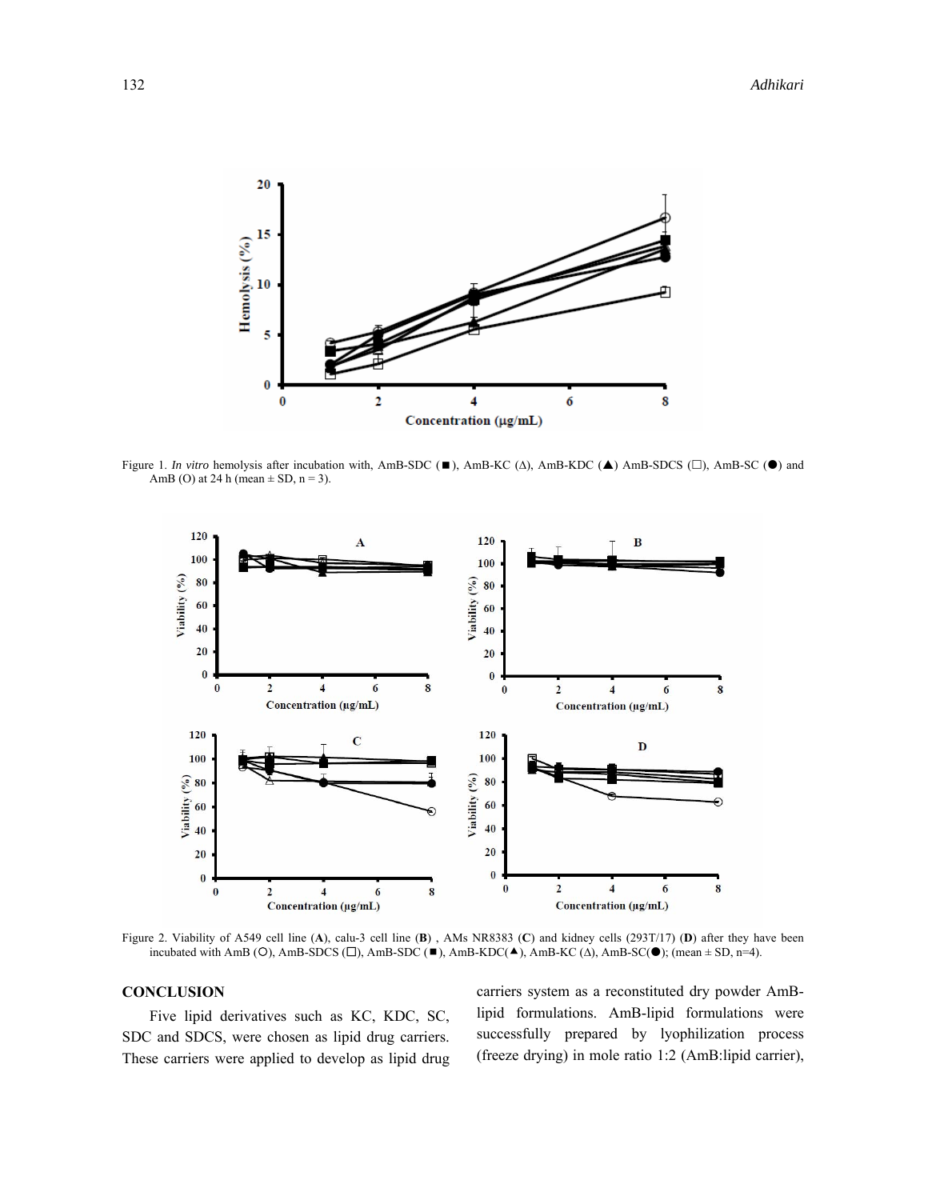Figure 1. *In vitro* hemolysis after incubation with, AmB-SDC (■), AmB-KC (Δ), AmB-KDC (▲) AmB-SDCS (□), AmB-SC (●) and AmB (O) at 24 h (mean ± SD, n = 3).

Figure 2. Viability of A549 cell line (**A**), calu-3 cell line (**B**) , AMs NR8383 (**C**) and kidney cells (293T/17) (**D**) after they have been incubated with AmB (O), AmB-SDCS (□), AmB-SDC (■), AmB-KDC(▲), AmB-KC (Δ), AmB-SC(●); (mean ± SD, n=4).

## CONCLUSION

Five lipid derivatives such as KC, KDC, SC, SDC and SDCS, were chosen as lipid drug carriers. These carriers were applied to develop as lipid drug carriers system as a reconstituted dry powder AmB-lipid formulations. AmB-lipid formulations were successfully prepared by lyophilization process (freeze drying) in mole ratio 1:2 (AmB:lipid carrier),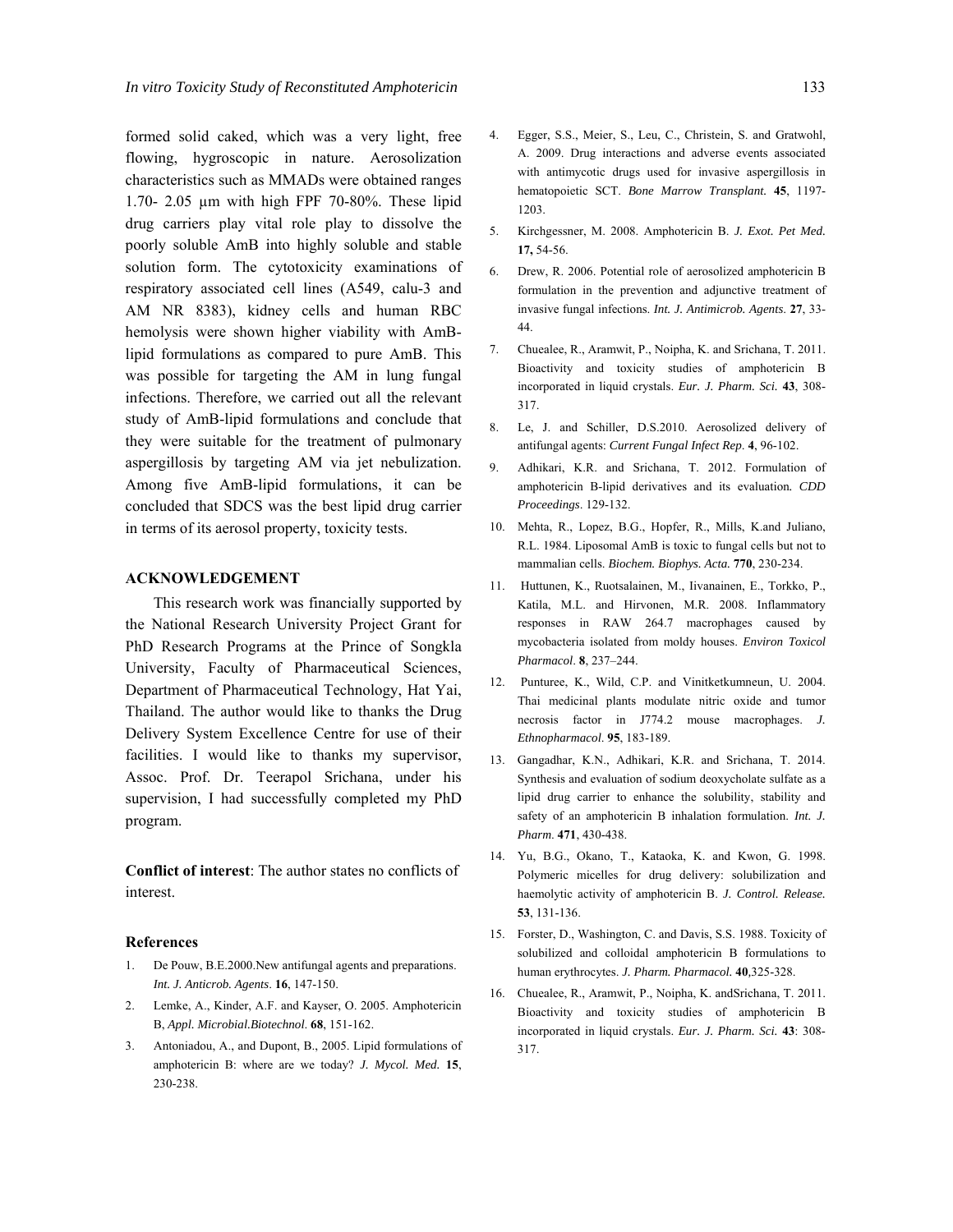formed solid caked, which was a very light, free flowing, hygroscopic in nature. Aerosolization characteristics such as MMADs were obtained ranges 1.70- 2.05 µm with high FPF 70-80%. These lipid drug carriers play vital role play to dissolve the poorly soluble AmB into highly soluble and stable solution form. The cytotoxicity examinations of respiratory associated cell lines (A549, calu-3 and AM NR 8383), kidney cells and human RBC hemolysis were shown higher viability with AmB-lipid formulations as compared to pure AmB. This was possible for targeting the AM in lung fungal infections. Therefore, we carried out all the relevant study of AmB-lipid formulations and conclude that they were suitable for the treatment of pulmonary aspergillosis by targeting AM via jet nebulization. Among five AmB-lipid formulations, it can be concluded that SDCS was the best lipid drug carrier in terms of its aerosol property, toxicity tests.

## ACKNOWLEDGEMENT

This research work was financially supported by the National Research University Project Grant for PhD Research Programs at the Prince of Songkla University, Faculty of Pharmaceutical Sciences, Department of Pharmaceutical Technology, Hat Yai, Thailand. The author would like to thanks the Drug Delivery System Excellence Centre for use of their facilities. I would like to thanks my supervisor, Assoc. Prof. Dr. Teerapol Srichana, under his supervision, I had successfully completed my PhD program.

**Conflict of interest**: The author states no conflicts of interest.

## References

1. De Pouw, B.E.2000.New antifungal agents and preparations. *Int. J. Anticrob. Agents*. **16**, 147-150.
2. Lemke, A., Kinder, A.F. and Kayser, O. 2005. Amphotericin B, *Appl. Microbial.Biotechnol*. **68**, 151-162.
3. Antoniadou, A., and Dupont, B., 2005. Lipid formulations of amphotericin B: where are we today? *J. Mycol. Med.* **15**, 230-238.
4. Egger, S.S., Meier, S., Leu, C., Christein, S. and Gratwohl, A. 2009. Drug interactions and adverse events associated with antimycotic drugs used for invasive aspergillosis in hematopoietic SCT. *Bone Marrow Transplant.* **45**, 1197-1203.
5. Kirchgessner, M. 2008. Amphotericin B. *J. Exot. Pet Med.* **17,** 54-56.
6. Drew, R. 2006. Potential role of aerosolized amphotericin B formulation in the prevention and adjunctive treatment of invasive fungal infections. *Int. J. Antimicrob. Agents*. **27**, 33-44.
7. Chuealee, R., Aramwit, P., Noipha, K. and Srichana, T. 2011. Bioactivity and toxicity studies of amphotericin B incorporated in liquid crystals. *Eur. J. Pharm. Sci.* **43**, 308-317.
8. Le, J. and Schiller, D.S.2010. Aerosolized delivery of antifungal agents: *Current Fungal Infect Rep*. **4**, 96-102.
9. Adhikari, K.R. and Srichana, T. 2012. Formulation of amphotericin B-lipid derivatives and its evaluation*. CDD Proceedings*. 129-132.
10. Mehta, R., Lopez, B.G., Hopfer, R., Mills, K.and Juliano, R.L. 1984. Liposomal AmB is toxic to fungal cells but not to mammalian cells. *Biochem. Biophys. Acta.* **770**, 230-234.
11. Huttunen, K., Ruotsalainen, M., Iivanainen, E., Torkko, P., Katila, M.L. and Hirvonen, M.R. 2008. Inflammatory responses in RAW 264.7 macrophages caused by mycobacteria isolated from moldy houses. *Environ Toxicol Pharmacol*. **8**, 237–244.
12. Punturee, K., Wild, C.P. and Vinitketkumneun, U. 2004. Thai medicinal plants modulate nitric oxide and tumor necrosis factor in J774.2 mouse macrophages. *J. Ethnopharmacol*. **95**, 183-189.
13. Gangadhar, K.N., Adhikari, K.R. and Srichana, T. 2014. Synthesis and evaluation of sodium deoxycholate sulfate as a lipid drug carrier to enhance the solubility, stability and safety of an amphotericin B inhalation formulation. *Int. J. Pharm*. **471**, 430-438.
14. Yu, B.G., Okano, T., Kataoka, K. and Kwon, G. 1998. Polymeric micelles for drug delivery: solubilization and haemolytic activity of amphotericin B. *J. Control. Release.* **53**, 131-136.
15. Forster, D., Washington, C. and Davis, S.S. 1988. Toxicity of solubilized and colloidal amphotericin B formulations to human erythrocytes. *J. Pharm. Pharmacol.* **40**,325-328.
16. Chuealee, R., Aramwit, P., Noipha, K. andSrichana, T. 2011. Bioactivity and toxicity studies of amphotericin B incorporated in liquid crystals. *Eur. J. Pharm. Sci.* **43**: 308-317.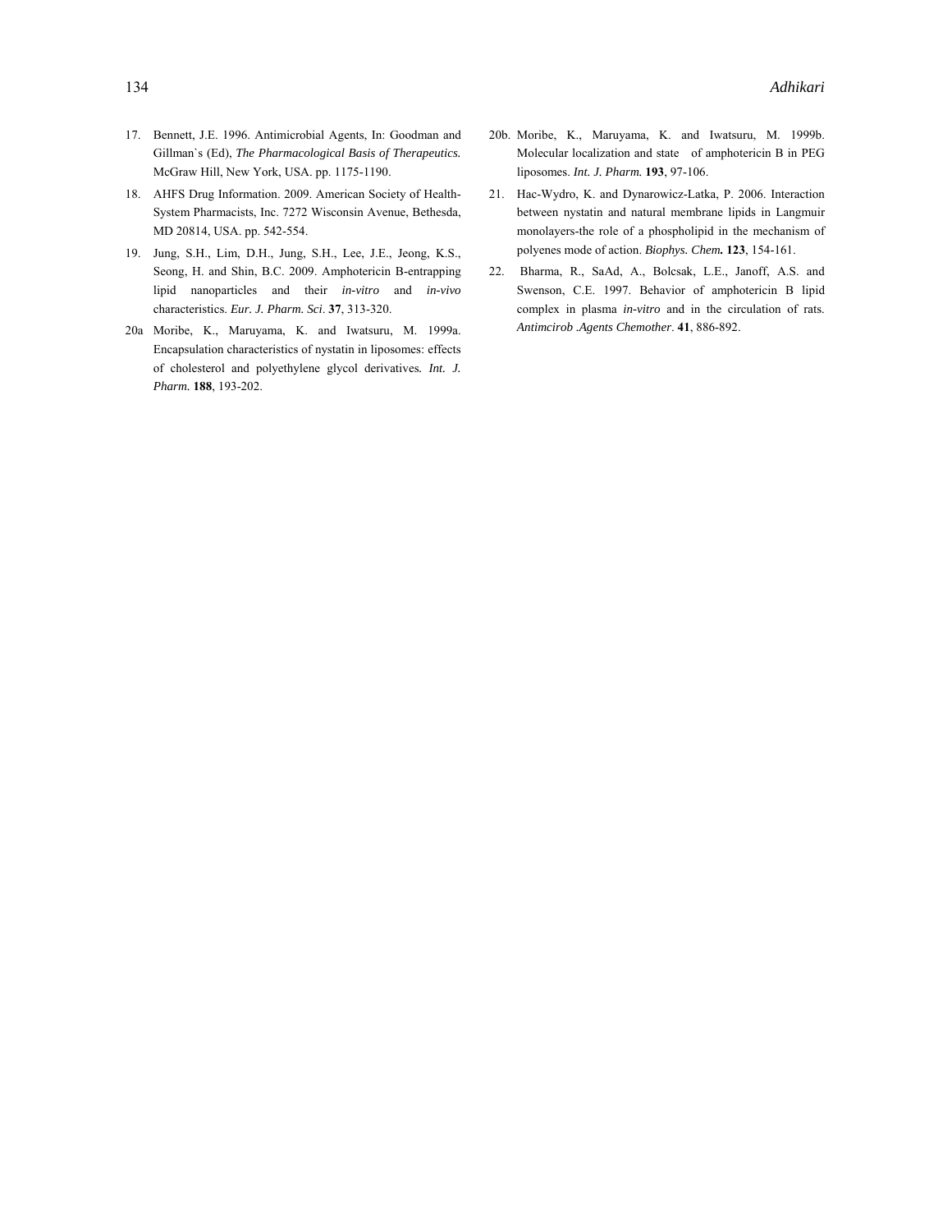17. Bennett, J.E. 1996. Antimicrobial Agents, In: Goodman and Gillman`s (Ed), *The Pharmacological Basis of Therapeutics.* McGraw Hill, New York, USA. pp. 1175-1190.

18. AHFS Drug Information. 2009. American Society of Health-System Pharmacists, Inc. 7272 Wisconsin Avenue, Bethesda, MD 20814, USA. pp. 542-554.

19. Jung, S.H., Lim, D.H., Jung, S.H., Lee, J.E., Jeong, K.S., Seong, H. and Shin, B.C. 2009. Amphotericin B-entrapping lipid nanoparticles and their *in-vitro* and *in-vivo* characteristics. *Eur. J. Pharm. Sci*. **37**, 313-320.

20a Moribe, K., Maruyama, K. and Iwatsuru, M. 1999a. Encapsulation characteristics of nystatin in liposomes: effects of cholesterol and polyethylene glycol derivatives*. Int. J. Pharm.* **188**, 193-202.

20b. Moribe, K., Maruyama, K. and Iwatsuru, M. 1999b. Molecular localization and state of amphotericin B in PEG liposomes. *Int. J. Pharm.* **193**, 97-106.

21. Hac-Wydro, K. and Dynarowicz-Latka, P. 2006. Interaction between nystatin and natural membrane lipids in Langmuir monolayers-the role of a phospholipid in the mechanism of polyenes mode of action. *Biophys. Chem.* **123**, 154-161.

22. Bharma, R., SaAd, A., Bolcsak, L.E., Janoff, A.S. and Swenson, C.E. 1997. Behavior of amphotericin B lipid complex in plasma *in-vitro* and in the circulation of rats. *Antimcirob .Agents Chemother*. **41**, 886-892.